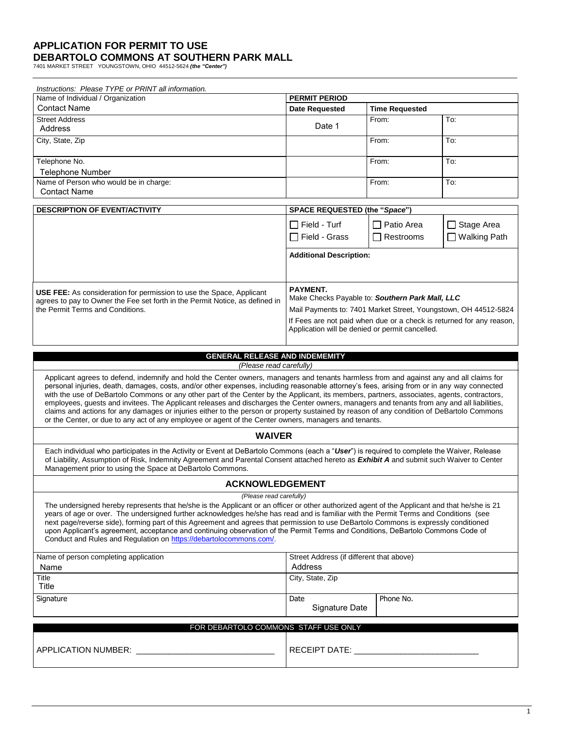# APPLICATION FOR PERMIT TO USE
# DEBARTOLO COMMONS AT SOUTHERN PARK MALL

7401 MARKET STREET YOUNGSTOWN, OHIO 44512-5624 ***(the "Center")***

*Instructions: Please TYPE or PRINT all information.*

| Name of Individual / Organization | PERMIT PERIOD | | |
|---|---|---|---|
| Contact Name | **Date Requested** | **Time Requested** | |
| Street Address<br>Address | Date 1 | From: | To: |
| City, State, Zip | | From: | To: |
| Telephone No.<br>Telephone Number | | From: | To: |
| Name of Person who would be in charge:<br>Contact Name | | From: | To: |

| DESCRIPTION OF EVENT/ACTIVITY | SPACE REQUESTED (the "*Space*") | | |
|---|---|---|---|
| | ☐ Field - Turf<br>☐ Field - Grass | ☐ Patio Area<br>☐ Restrooms | ☐ Stage Area<br>☐ Walking Path |
| | **Additional Description:** | | |
| **USE FEE:** As consideration for permission to use the Space, Applicant agrees to pay to Owner the Fee set forth in the Permit Notice, as defined in the Permit Terms and Conditions. | **PAYMENT.**<br>Make Checks Payable to: ***Southern Park Mall, LLC***<br>Mail Payments to: 7401 Market Street, Youngstown, OH 44512-5824<br>If Fees are not paid when due or a check is returned for any reason, Application will be denied or permit cancelled. | | |

## GENERAL RELEASE AND INDEMEMITY

*(Please read carefully)*

Applicant agrees to defend, indemnify and hold the Center owners, managers and tenants harmless from and against any and all claims for personal injuries, death, damages, costs, and/or other expenses, including reasonable attorney's fees, arising from or in any way connected with the use of DeBartolo Commons or any other part of the Center by the Applicant, its members, partners, associates, agents, contractors, employees, guests and invitees. The Applicant releases and discharges the Center owners, managers and tenants from any and all liabilities, claims and actions for any damages or injuries either to the person or property sustained by reason of any condition of DeBartolo Commons or the Center, or due to any act of any employee or agent of the Center owners, managers and tenants.

## WAIVER

Each individual who participates in the Activity or Event at DeBartolo Commons (each a "***User***") is required to complete the Waiver, Release of Liability, Assumption of Risk, Indemnity Agreement and Parental Consent attached hereto as ***Exhibit A*** and submit such Waiver to Center Management prior to using the Space at DeBartolo Commons.

## ACKNOWLEDGEMENT

*(Please read carefully)*

The undersigned hereby represents that he/she is the Applicant or an officer or other authorized agent of the Applicant and that he/she is 21 years of age or over. The undersigned further acknowledges he/she has read and is familiar with the Permit Terms and Conditions (see next page/reverse side), forming part of this Agreement and agrees that permission to use DeBartolo Commons is expressly conditioned upon Applicant's agreement, acceptance and continuing observation of the Permit Terms and Conditions, DeBartolo Commons Code of Conduct and Rules and Regulation on https://debartolocommons.com/.

| Name of person completing application<br>Name | Street Address (if different that above)<br>Address | |
|---|---|---|
| Title<br>Title | City, State, Zip | |
| Signature | Date<br>Signature Date | Phone No. |

| FOR DEBARTOLO COMMONS STAFF USE ONLY | |
|---|---|
| APPLICATION NUMBER: ______________________________ | RECEIPT DATE: ___________________________ |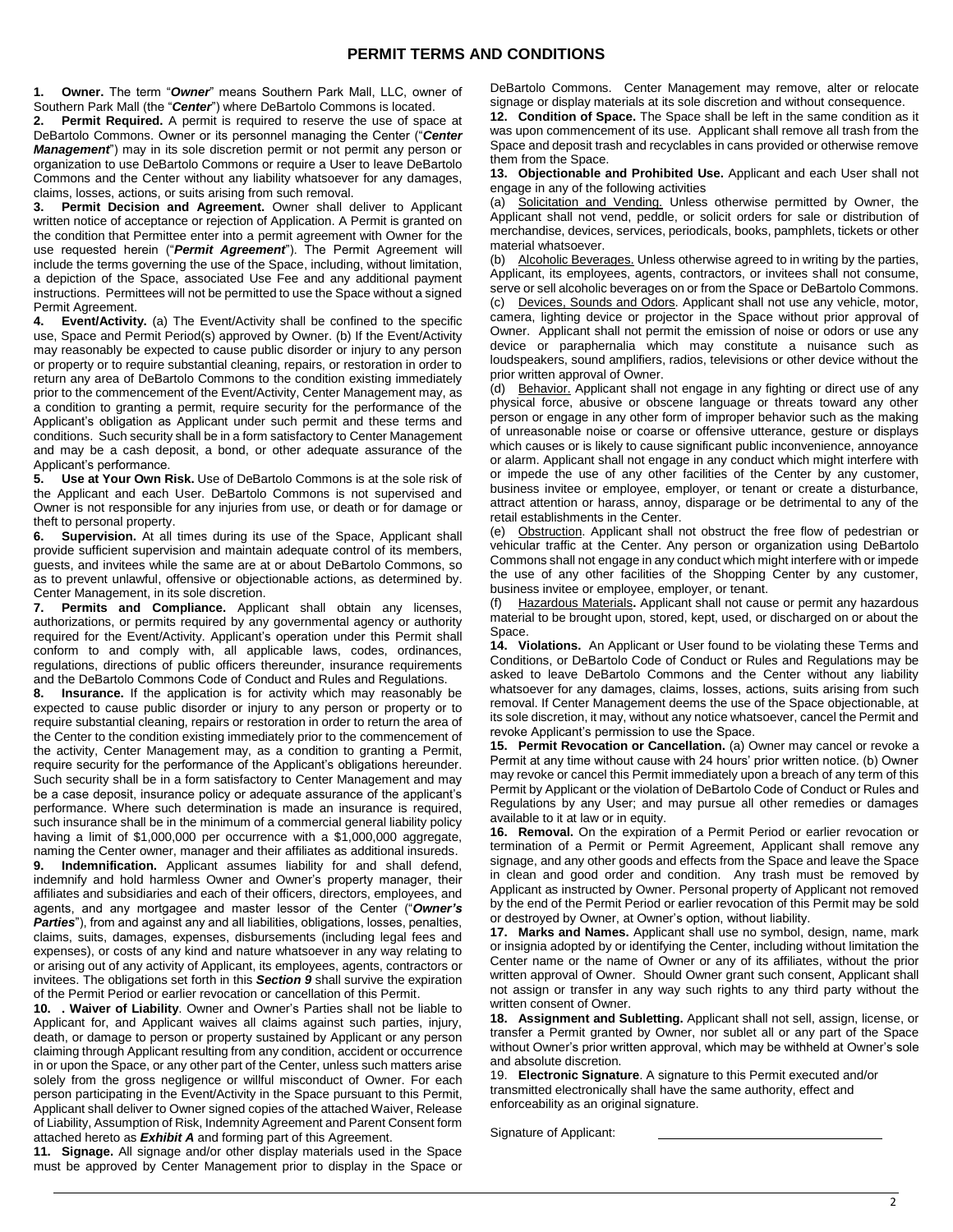# PERMIT TERMS AND CONDITIONS

**1. Owner.** The term "***Owner***" means Southern Park Mall, LLC, owner of Southern Park Mall (the "***Center***") where DeBartolo Commons is located.

**2. Permit Required.** A permit is required to reserve the use of space at DeBartolo Commons. Owner or its personnel managing the Center ("***Center Management***") may in its sole discretion permit or not permit any person or organization to use DeBartolo Commons or require a User to leave DeBartolo Commons and the Center without any liability whatsoever for any damages, claims, losses, actions, or suits arising from such removal.

**3. Permit Decision and Agreement.** Owner shall deliver to Applicant written notice of acceptance or rejection of Application. A Permit is granted on the condition that Permittee enter into a permit agreement with Owner for the use requested herein ("***Permit Agreement***"). The Permit Agreement will include the terms governing the use of the Space, including, without limitation, a depiction of the Space, associated Use Fee and any additional payment instructions. Permittees will not be permitted to use the Space without a signed Permit Agreement.

**4. Event/Activity.** (a) The Event/Activity shall be confined to the specific use, Space and Permit Period(s) approved by Owner. (b) If the Event/Activity may reasonably be expected to cause public disorder or injury to any person or property or to require substantial cleaning, repairs, or restoration in order to return any area of DeBartolo Commons to the condition existing immediately prior to the commencement of the Event/Activity, Center Management may, as a condition to granting a permit, require security for the performance of the Applicant's obligation as Applicant under such permit and these terms and conditions. Such security shall be in a form satisfactory to Center Management and may be a cash deposit, a bond, or other adequate assurance of the Applicant's performance.

**5. Use at Your Own Risk.** Use of DeBartolo Commons is at the sole risk of the Applicant and each User. DeBartolo Commons is not supervised and Owner is not responsible for any injuries from use, or death or for damage or theft to personal property.

**6. Supervision.** At all times during its use of the Space, Applicant shall provide sufficient supervision and maintain adequate control of its members, guests, and invitees while the same are at or about DeBartolo Commons, so as to prevent unlawful, offensive or objectionable actions, as determined by. Center Management, in its sole discretion.

**7. Permits and Compliance.** Applicant shall obtain any licenses, authorizations, or permits required by any governmental agency or authority required for the Event/Activity. Applicant's operation under this Permit shall conform to and comply with, all applicable laws, codes, ordinances, regulations, directions of public officers thereunder, insurance requirements and the DeBartolo Commons Code of Conduct and Rules and Regulations.

**8. Insurance.** If the application is for activity which may reasonably be expected to cause public disorder or injury to any person or property or to require substantial cleaning, repairs or restoration in order to return the area of the Center to the condition existing immediately prior to the commencement of the activity, Center Management may, as a condition to granting a Permit, require security for the performance of the Applicant's obligations hereunder. Such security shall be in a form satisfactory to Center Management and may be a case deposit, insurance policy or adequate assurance of the applicant's performance. Where such determination is made an insurance is required, such insurance shall be in the minimum of a commercial general liability policy having a limit of $1,000,000 per occurrence with a $1,000,000 aggregate, naming the Center owner, manager and their affiliates as additional insureds.

**9. Indemnification.** Applicant assumes liability for and shall defend, indemnify and hold harmless Owner and Owner's property manager, their affiliates and subsidiaries and each of their officers, directors, employees, and agents, and any mortgagee and master lessor of the Center ("***Owner's Parties***"), from and against any and all liabilities, obligations, losses, penalties, claims, suits, damages, expenses, disbursements (including legal fees and expenses), or costs of any kind and nature whatsoever in any way relating to or arising out of any activity of Applicant, its employees, agents, contractors or invitees. The obligations set forth in this ***Section 9*** shall survive the expiration of the Permit Period or earlier revocation or cancellation of this Permit.

**10. . Waiver of Liability**. Owner and Owner's Parties shall not be liable to Applicant for, and Applicant waives all claims against such parties, injury, death, or damage to person or property sustained by Applicant or any person claiming through Applicant resulting from any condition, accident or occurrence in or upon the Space, or any other part of the Center, unless such matters arise solely from the gross negligence or willful misconduct of Owner. For each person participating in the Event/Activity in the Space pursuant to this Permit, Applicant shall deliver to Owner signed copies of the attached Waiver, Release of Liability, Assumption of Risk, Indemnity Agreement and Parent Consent form attached hereto as ***Exhibit A*** and forming part of this Agreement.

**11. Signage.** All signage and/or other display materials used in the Space must be approved by Center Management prior to display in the Space or DeBartolo Commons. Center Management may remove, alter or relocate signage or display materials at its sole discretion and without consequence.

**12. Condition of Space.** The Space shall be left in the same condition as it was upon commencement of its use. Applicant shall remove all trash from the Space and deposit trash and recyclables in cans provided or otherwise remove them from the Space.

**13. Objectionable and Prohibited Use.** Applicant and each User shall not engage in any of the following activities

(a) Solicitation and Vending. Unless otherwise permitted by Owner, the Applicant shall not vend, peddle, or solicit orders for sale or distribution of merchandise, devices, services, periodicals, books, pamphlets, tickets or other material whatsoever.

(b) Alcoholic Beverages. Unless otherwise agreed to in writing by the parties, Applicant, its employees, agents, contractors, or invitees shall not consume, serve or sell alcoholic beverages on or from the Space or DeBartolo Commons.

(c) Devices, Sounds and Odors. Applicant shall not use any vehicle, motor, camera, lighting device or projector in the Space without prior approval of Owner. Applicant shall not permit the emission of noise or odors or use any device or paraphernalia which may constitute a nuisance such as loudspeakers, sound amplifiers, radios, televisions or other device without the prior written approval of Owner.

(d) Behavior. Applicant shall not engage in any fighting or direct use of any physical force, abusive or obscene language or threats toward any other person or engage in any other form of improper behavior such as the making of unreasonable noise or coarse or offensive utterance, gesture or displays which causes or is likely to cause significant public inconvenience, annoyance or alarm. Applicant shall not engage in any conduct which might interfere with or impede the use of any other facilities of the Center by any customer, business invitee or employee, employer, or tenant or create a disturbance, attract attention or harass, annoy, disparage or be detrimental to any of the retail establishments in the Center.

(e) Obstruction. Applicant shall not obstruct the free flow of pedestrian or vehicular traffic at the Center. Any person or organization using DeBartolo Commons shall not engage in any conduct which might interfere with or impede the use of any other facilities of the Shopping Center by any customer, business invitee or employee, employer, or tenant.

(f) Hazardous Materials**.** Applicant shall not cause or permit any hazardous material to be brought upon, stored, kept, used, or discharged on or about the Space.

**14. Violations.** An Applicant or User found to be violating these Terms and Conditions, or DeBartolo Code of Conduct or Rules and Regulations may be asked to leave DeBartolo Commons and the Center without any liability whatsoever for any damages, claims, losses, actions, suits arising from such removal. If Center Management deems the use of the Space objectionable, at its sole discretion, it may, without any notice whatsoever, cancel the Permit and revoke Applicant's permission to use the Space.

**15. Permit Revocation or Cancellation.** (a) Owner may cancel or revoke a Permit at any time without cause with 24 hours' prior written notice. (b) Owner may revoke or cancel this Permit immediately upon a breach of any term of this Permit by Applicant or the violation of DeBartolo Code of Conduct or Rules and Regulations by any User; and may pursue all other remedies or damages available to it at law or in equity.

**16. Removal.** On the expiration of a Permit Period or earlier revocation or termination of a Permit or Permit Agreement, Applicant shall remove any signage, and any other goods and effects from the Space and leave the Space in clean and good order and condition. Any trash must be removed by Applicant as instructed by Owner. Personal property of Applicant not removed by the end of the Permit Period or earlier revocation of this Permit may be sold or destroyed by Owner, at Owner's option, without liability.

**17. Marks and Names.** Applicant shall use no symbol, design, name, mark or insignia adopted by or identifying the Center, including without limitation the Center name or the name of Owner or any of its affiliates, without the prior written approval of Owner. Should Owner grant such consent, Applicant shall not assign or transfer in any way such rights to any third party without the written consent of Owner.

**18. Assignment and Subletting.** Applicant shall not sell, assign, license, or transfer a Permit granted by Owner, nor sublet all or any part of the Space without Owner's prior written approval, which may be withheld at Owner's sole and absolute discretion.

19. **Electronic Signature**. A signature to this Permit executed and/or transmitted electronically shall have the same authority, effect and enforceability as an original signature.

Signature of Applicant: ______________________________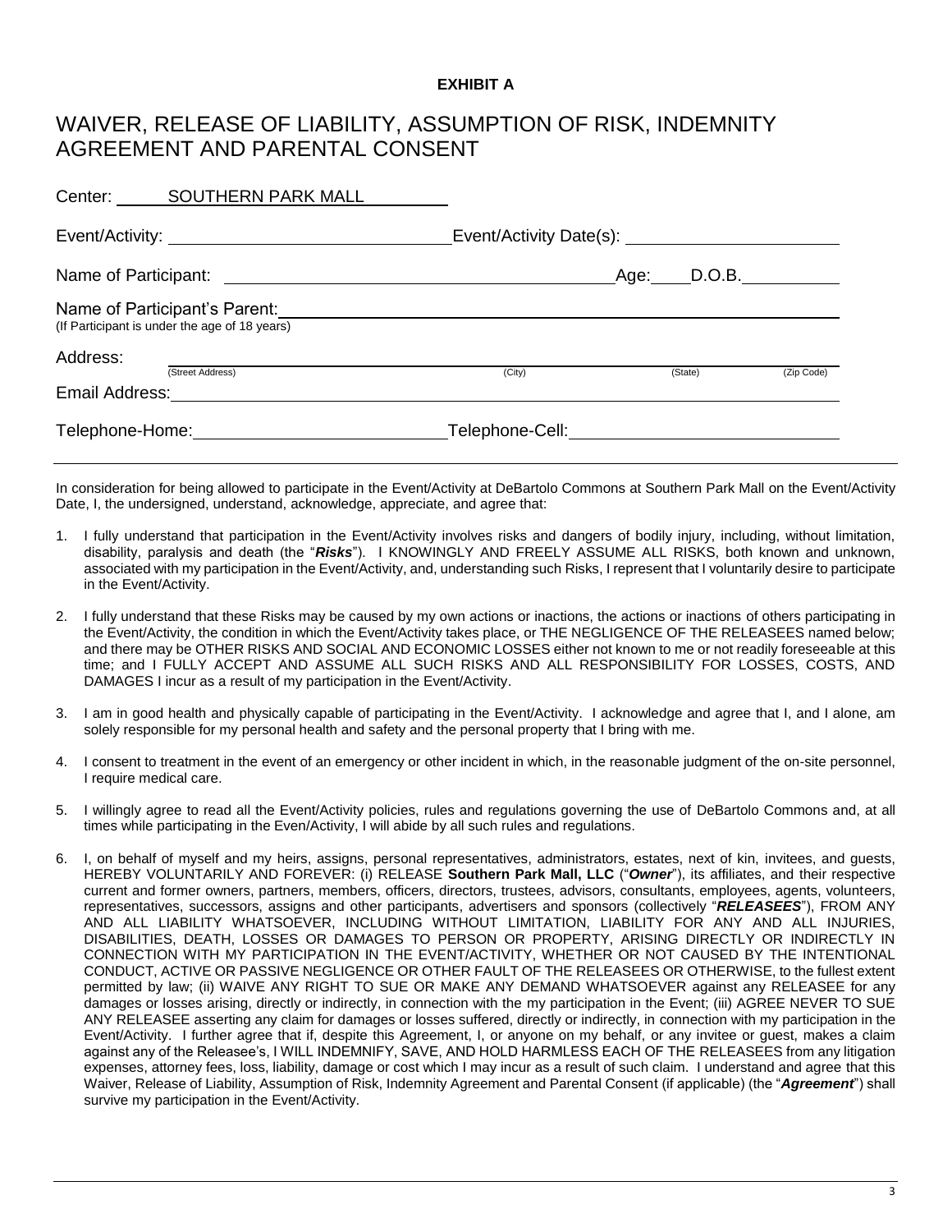**EXHIBIT A**

# WAIVER, RELEASE OF LIABILITY, ASSUMPTION OF RISK, INDEMNITY AGREEMENT AND PARENTAL CONSENT

Center: SOUTHERN PARK MALL

Event/Activity: ______________________ Event/Activity Date(s): ______________________

Name of Participant: ______________________ Age: ____ D.O.B. __________

Name of Participant's Parent: ______________________
(If Participant is under the age of 18 years)

Address: ______________________
(Street Address) (City) (State) (Zip Code)

Email Address: ______________________

Telephone-Home: ______________________ Telephone-Cell: ______________________

In consideration for being allowed to participate in the Event/Activity at DeBartolo Commons at Southern Park Mall on the Event/Activity Date, I, the undersigned, understand, acknowledge, appreciate, and agree that:

1. I fully understand that participation in the Event/Activity involves risks and dangers of bodily injury, including, without limitation, disability, paralysis and death (the "***Risks***"). I KNOWINGLY AND FREELY ASSUME ALL RISKS, both known and unknown, associated with my participation in the Event/Activity, and, understanding such Risks, I represent that I voluntarily desire to participate in the Event/Activity.

2. I fully understand that these Risks may be caused by my own actions or inactions, the actions or inactions of others participating in the Event/Activity, the condition in which the Event/Activity takes place, or THE NEGLIGENCE OF THE RELEASEES named below; and there may be OTHER RISKS AND SOCIAL AND ECONOMIC LOSSES either not known to me or not readily foreseeable at this time; and I FULLY ACCEPT AND ASSUME ALL SUCH RISKS AND ALL RESPONSIBILITY FOR LOSSES, COSTS, AND DAMAGES I incur as a result of my participation in the Event/Activity.

3. I am in good health and physically capable of participating in the Event/Activity. I acknowledge and agree that I, and I alone, am solely responsible for my personal health and safety and the personal property that I bring with me.

4. I consent to treatment in the event of an emergency or other incident in which, in the reasonable judgment of the on-site personnel, I require medical care.

5. I willingly agree to read all the Event/Activity policies, rules and regulations governing the use of DeBartolo Commons and, at all times while participating in the Even/Activity, I will abide by all such rules and regulations.

6. I, on behalf of myself and my heirs, assigns, personal representatives, administrators, estates, next of kin, invitees, and guests, HEREBY VOLUNTARILY AND FOREVER: (i) RELEASE **Southern Park Mall, LLC** ("***Owner***"), its affiliates, and their respective current and former owners, partners, members, officers, directors, trustees, advisors, consultants, employees, agents, volunteers, representatives, successors, assigns and other participants, advertisers and sponsors (collectively "***RELEASEES***"), FROM ANY AND ALL LIABILITY WHATSOEVER, INCLUDING WITHOUT LIMITATION, LIABILITY FOR ANY AND ALL INJURIES, DISABILITIES, DEATH, LOSSES OR DAMAGES TO PERSON OR PROPERTY, ARISING DIRECTLY OR INDIRECTLY IN CONNECTION WITH MY PARTICIPATION IN THE EVENT/ACTIVITY, WHETHER OR NOT CAUSED BY THE INTENTIONAL CONDUCT, ACTIVE OR PASSIVE NEGLIGENCE OR OTHER FAULT OF THE RELEASEES OR OTHERWISE, to the fullest extent permitted by law; (ii) WAIVE ANY RIGHT TO SUE OR MAKE ANY DEMAND WHATSOEVER against any RELEASEE for any damages or losses arising, directly or indirectly, in connection with the my participation in the Event; (iii) AGREE NEVER TO SUE ANY RELEASEE asserting any claim for damages or losses suffered, directly or indirectly, in connection with my participation in the Event/Activity. I further agree that if, despite this Agreement, I, or anyone on my behalf, or any invitee or guest, makes a claim against any of the Releasee's, I WILL INDEMNIFY, SAVE, AND HOLD HARMLESS EACH OF THE RELEASEES from any litigation expenses, attorney fees, loss, liability, damage or cost which I may incur as a result of such claim. I understand and agree that this Waiver, Release of Liability, Assumption of Risk, Indemnity Agreement and Parental Consent (if applicable) (the "***Agreement***") shall survive my participation in the Event/Activity.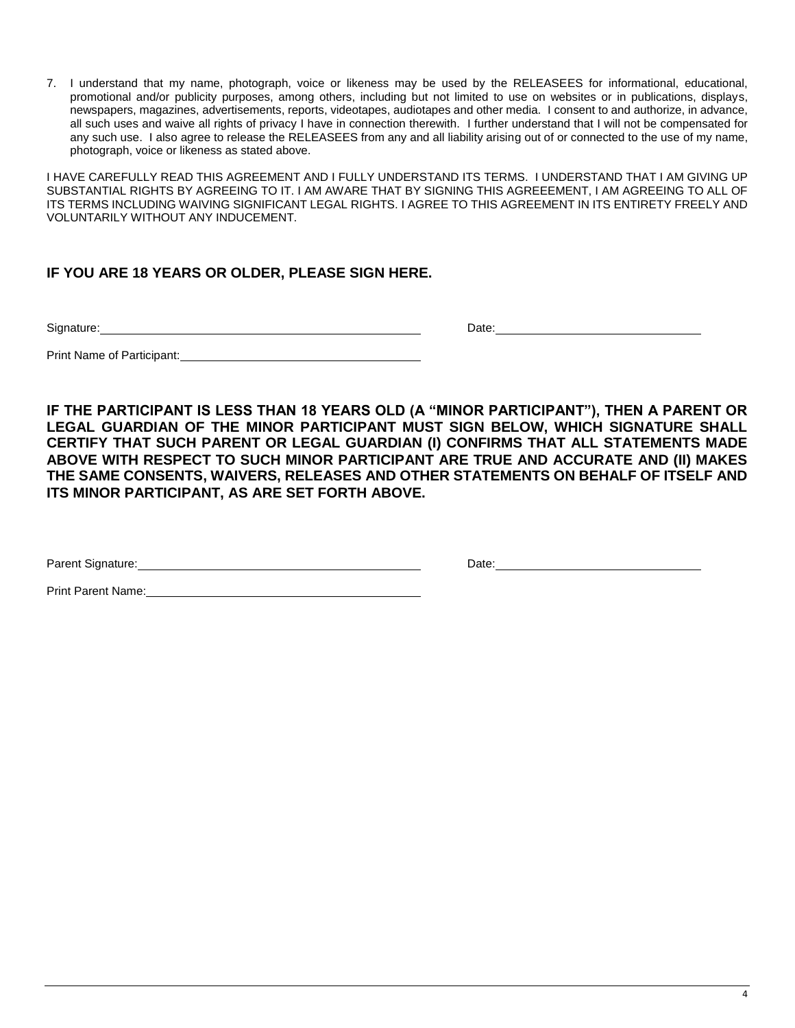7. I understand that my name, photograph, voice or likeness may be used by the RELEASEES for informational, educational, promotional and/or publicity purposes, among others, including but not limited to use on websites or in publications, displays, newspapers, magazines, advertisements, reports, videotapes, audiotapes and other media. I consent to and authorize, in advance, all such uses and waive all rights of privacy I have in connection therewith. I further understand that I will not be compensated for any such use. I also agree to release the RELEASEES from any and all liability arising out of or connected to the use of my name, photograph, voice or likeness as stated above.

I HAVE CAREFULLY READ THIS AGREEMENT AND I FULLY UNDERSTAND ITS TERMS. I UNDERSTAND THAT I AM GIVING UP SUBSTANTIAL RIGHTS BY AGREEING TO IT. I AM AWARE THAT BY SIGNING THIS AGREEEMENT, I AM AGREEING TO ALL OF ITS TERMS INCLUDING WAIVING SIGNIFICANT LEGAL RIGHTS. I AGREE TO THIS AGREEMENT IN ITS ENTIRETY FREELY AND VOLUNTARILY WITHOUT ANY INDUCEMENT.

**IF YOU ARE 18 YEARS OR OLDER, PLEASE SIGN HERE.**

Signature:\_\_\_\_\_\_\_\_\_\_\_\_\_\_\_\_\_\_\_\_\_\_\_\_\_\_\_\_\_\_\_\_\_\_\_\_\_\_ Date:\_\_\_\_\_\_\_\_\_\_\_\_\_\_\_\_\_\_\_\_\_\_\_\_\_

Print Name of Participant:\_\_\_\_\_\_\_\_\_\_\_\_\_\_\_\_\_\_\_\_\_\_\_\_\_\_\_\_\_\_

**IF THE PARTICIPANT IS LESS THAN 18 YEARS OLD (A "MINOR PARTICIPANT"), THEN A PARENT OR LEGAL GUARDIAN OF THE MINOR PARTICIPANT MUST SIGN BELOW, WHICH SIGNATURE SHALL CERTIFY THAT SUCH PARENT OR LEGAL GUARDIAN (I) CONFIRMS THAT ALL STATEMENTS MADE ABOVE WITH RESPECT TO SUCH MINOR PARTICIPANT ARE TRUE AND ACCURATE AND (II) MAKES THE SAME CONSENTS, WAIVERS, RELEASES AND OTHER STATEMENTS ON BEHALF OF ITSELF AND ITS MINOR PARTICIPANT, AS ARE SET FORTH ABOVE.**

Parent Signature:\_\_\_\_\_\_\_\_\_\_\_\_\_\_\_\_\_\_\_\_\_\_\_\_\_\_\_\_\_\_\_\_\_\_\_ Date:\_\_\_\_\_\_\_\_\_\_\_\_\_\_\_\_\_\_\_\_\_\_\_\_\_

Print Parent Name:\_\_\_\_\_\_\_\_\_\_\_\_\_\_\_\_\_\_\_\_\_\_\_\_\_\_\_\_\_\_\_\_\_\_